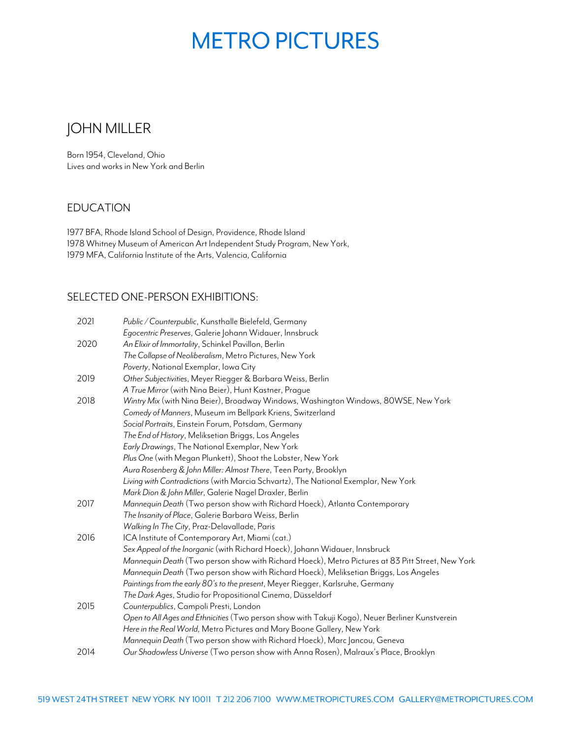# METRO PICTURES

## JOHN MILLER

Born 1954, Cleveland, Ohio
Lives and works in New York and Berlin

### EDUCATION

1977 BFA, Rhode Island School of Design, Providence, Rhode Island
1978 Whitney Museum of American Art Independent Study Program, New York,
1979 MFA, California Institute of the Arts, Valencia, California

### SELECTED ONE-PERSON EXHIBITIONS:

| | |
|---|---|
| 2021 | *Public / Counterpublic*, Kunsthalle Bielefeld, Germany |
| | *Egocentric Preserves*, Galerie Johann Widauer, Innsbruck |
| 2020 | *An Elixir of Immortality*, Schinkel Pavillon, Berlin |
| | *The Collapse of Neoliberalism*, Metro Pictures, New York |
| | *Poverty*, National Exemplar, Iowa City |
| 2019 | *Other Subjectivities*, Meyer Riegger & Barbara Weiss, Berlin |
| | *A True Mirror* (with Nina Beier), Hunt Kastner, Prague |
| 2018 | *Wintry Mix* (with Nina Beier), Broadway Windows, Washington Windows, 80WSE, New York |
| | *Comedy of Manners*, Museum im Bellpark Kriens, Switzerland |
| | *Social Portraits*, Einstein Forum, Potsdam, Germany |
| | *The End of History*, Meliksetian Briggs, Los Angeles |
| | *Early Drawings*, The National Exemplar, New York |
| | *Plus One* (with Megan Plunkett), Shoot the Lobster, New York |
| | *Aura Rosenberg & John Miller: Almost There*, Teen Party, Brooklyn |
| | *Living with Contradictions* (with Marcia Schvartz), The National Exemplar, New York |
| | *Mark Dion & John Miller*, Galerie Nagel Draxler, Berlin |
| 2017 | *Mannequin Death* (Two person show with Richard Hoeck), Atlanta Contemporary |
| | *The Insanity of Place*, Galerie Barbara Weiss, Berlin |
| | *Walking In The City*, Praz-Delavallade, Paris |
| 2016 | ICA Institute of Contemporary Art, Miami (cat.) |
| | *Sex Appeal of the Inorganic* (with Richard Hoeck), Johann Widauer, Innsbruck |
| | *Mannequin Death* (Two person show with Richard Hoeck), Metro Pictures at 83 Pitt Street, New York |
| | *Mannequin Death* (Two person show with Richard Hoeck), Meliksetian Briggs, Los Angeles |
| | *Paintings from the early 80's to the present*, Meyer Riegger, Karlsruhe, Germany |
| | *The Dark Ages*, Studio for Propositional Cinema, Düsseldorf |
| 2015 | *Counterpublics*, Campoli Presti, London |
| | *Open to All Ages and Ethnicities* (Two person show with Takuji Kogo), Neuer Berliner Kunstverein |
| | *Here in the Real World,* Metro Pictures and Mary Boone Gallery, New York |
| | *Mannequin Death* (Two person show with Richard Hoeck), Marc Jancou, Geneva |
| 2014 | *Our Shadowless Universe* (Two person show with Anna Rosen), Malraux's Place, Brooklyn |

519 WEST 24TH STREET NEW YORK NY 10011 T 212 206 7100 WWW.METROPICTURES.COM GALLERY@METROPICTURES.COM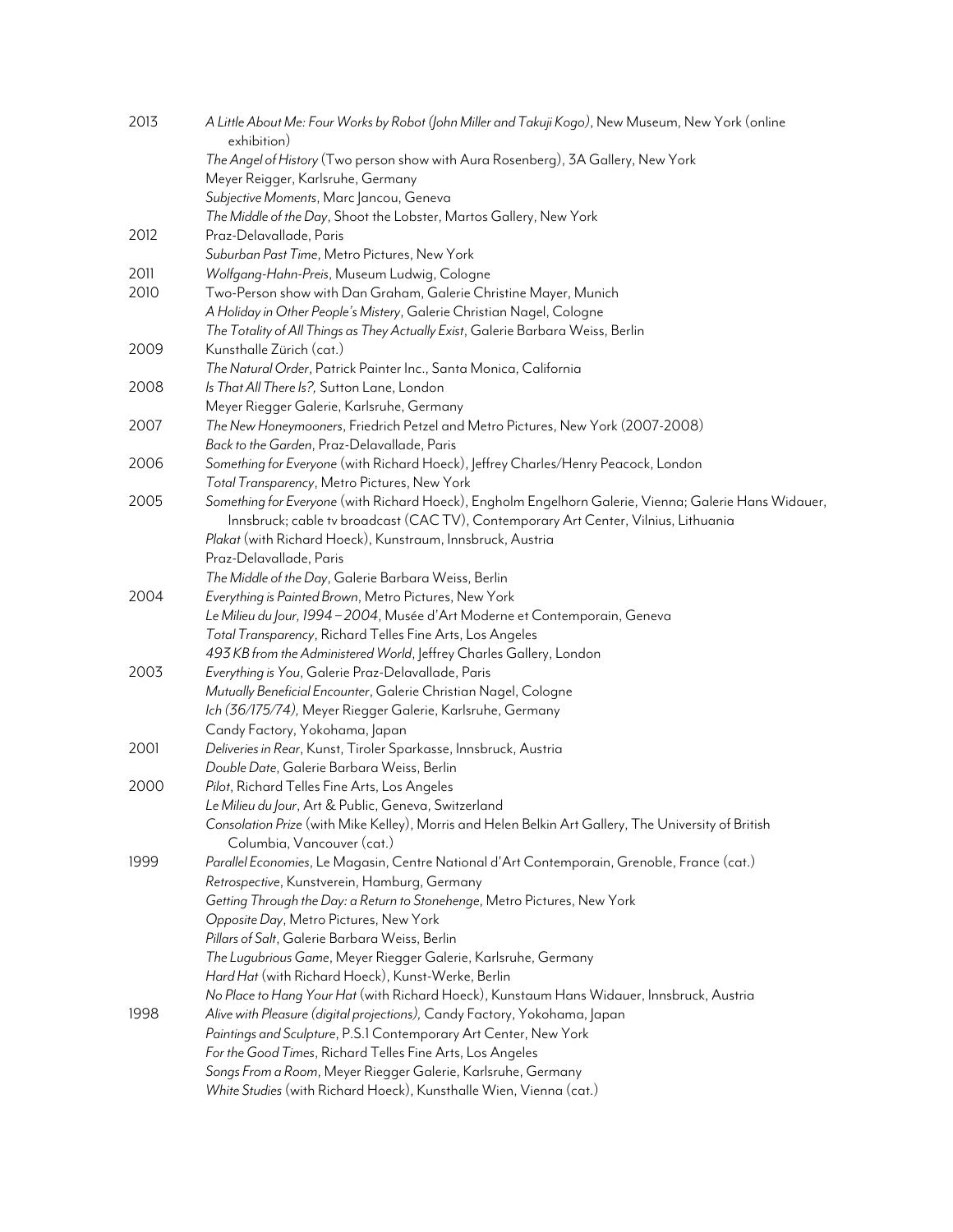2013 *A Little About Me: Four Works by Robot (John Miller and Takuji Kogo)*, New Museum, New York (online exhibition)
*The Angel of History* (Two person show with Aura Rosenberg), 3A Gallery, New York
Meyer Reigger, Karlsruhe, Germany
*Subjective Moments*, Marc Jancou, Geneva
*The Middle of the Day*, Shoot the Lobster, Martos Gallery, New York

2012 Praz-Delavallade, Paris
*Suburban Past Time*, Metro Pictures, New York

2011 *Wolfgang-Hahn-Preis*, Museum Ludwig, Cologne

2010 Two-Person show with Dan Graham, Galerie Christine Mayer, Munich
*A Holiday in Other People's Mistery*, Galerie Christian Nagel, Cologne
*The Totality of All Things as They Actually Exist*, Galerie Barbara Weiss, Berlin

2009 Kunsthalle Zürich (cat.)
*The Natural Order*, Patrick Painter Inc., Santa Monica, California

2008 *Is That All There Is?,* Sutton Lane, London
Meyer Riegger Galerie, Karlsruhe, Germany

2007 *The New Honeymooners*, Friedrich Petzel and Metro Pictures, New York (2007-2008)
*Back to the Garden*, Praz-Delavallade, Paris

2006 *Something for Everyone* (with Richard Hoeck), Jeffrey Charles/Henry Peacock, London
*Total Transparency*, Metro Pictures, New York

2005 *Something for Everyone* (with Richard Hoeck), Engholm Engelhorn Galerie, Vienna; Galerie Hans Widauer, Innsbruck; cable tv broadcast (CAC TV), Contemporary Art Center, Vilnius, Lithuania
*Plakat* (with Richard Hoeck), Kunstraum, Innsbruck, Austria
Praz-Delavallade, Paris
*The Middle of the Day*, Galerie Barbara Weiss, Berlin

2004 *Everything is Painted Brown*, Metro Pictures, New York
*Le Milieu du Jour, 1994 – 2004*, Musée d'Art Moderne et Contemporain, Geneva
*Total Transparency*, Richard Telles Fine Arts, Los Angeles
*493 KB from the Administered World*, Jeffrey Charles Gallery, London

2003 *Everything is You*, Galerie Praz-Delavallade, Paris
*Mutually Beneficial Encounter*, Galerie Christian Nagel, Cologne
*Ich (36/175/74),* Meyer Riegger Galerie, Karlsruhe, Germany
Candy Factory, Yokohama, Japan

2001 *Deliveries in Rear*, Kunst, Tiroler Sparkasse, Innsbruck, Austria
*Double Date*, Galerie Barbara Weiss, Berlin

2000 *Pilot*, Richard Telles Fine Arts, Los Angeles
*Le Milieu du Jour*, Art & Public, Geneva, Switzerland
*Consolation Prize* (with Mike Kelley), Morris and Helen Belkin Art Gallery, The University of British Columbia, Vancouver (cat.)

1999 *Parallel Economies*, Le Magasin, Centre National d'Art Contemporain, Grenoble, France (cat.)
*Retrospective*, Kunstverein, Hamburg, Germany
*Getting Through the Day: a Return to Stonehenge*, Metro Pictures, New York
*Opposite Day*, Metro Pictures, New York
*Pillars of Salt*, Galerie Barbara Weiss, Berlin
*The Lugubrious Game*, Meyer Riegger Galerie, Karlsruhe, Germany
*Hard Hat* (with Richard Hoeck), Kunst-Werke, Berlin
*No Place to Hang Your Hat* (with Richard Hoeck), Kunstaum Hans Widauer, Innsbruck, Austria

1998 *Alive with Pleasure (digital projections),* Candy Factory, Yokohama, Japan
*Paintings and Sculpture*, P.S.1 Contemporary Art Center, New York
*For the Good Times*, Richard Telles Fine Arts, Los Angeles
*Songs From a Room*, Meyer Riegger Galerie, Karlsruhe, Germany
*White Studies* (with Richard Hoeck), Kunsthalle Wien, Vienna (cat.)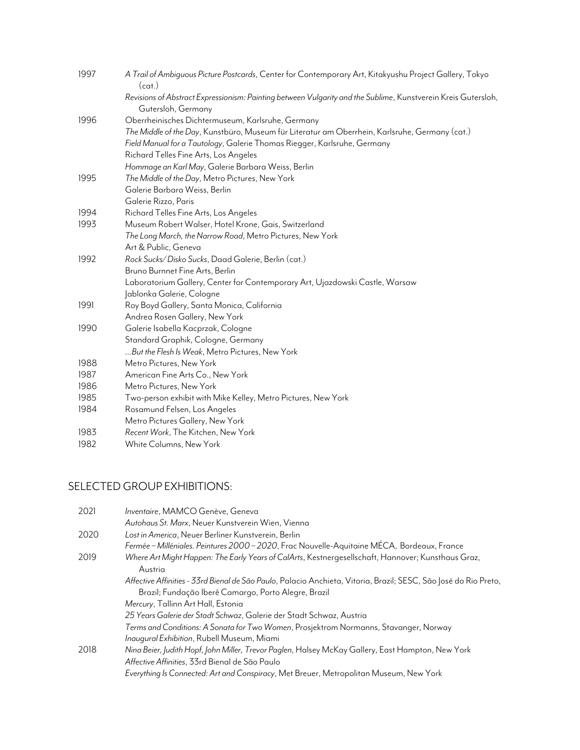| | |
|---|---|
| 1997 | *A Trail of Ambiguous Picture Postcards*, Center for Contemporary Art, Kitakyushu Project Gallery, Tokyo (cat.) |
| | *Revisions of Abstract Expressionism: Painting between Vulgarity and the Sublime*, Kunstverein Kreis Gutersloh, Gutersloh, Germany |
| 1996 | Oberrheinisches Dichtermuseum, Karlsruhe, Germany |
| | *The Middle of the Day*, Kunstbüro, Museum für Literatur am Oberrhein, Karlsruhe, Germany (cat.) |
| | *Field Manual for a Tautology*, Galerie Thomas Riegger, Karlsruhe, Germany |
| | Richard Telles Fine Arts, Los Angeles |
| | *Hommage an Karl May*, Galerie Barbara Weiss, Berlin |
| 1995 | *The Middle of the Day*, Metro Pictures, New York |
| | Galerie Barbara Weiss, Berlin |
| | Galerie Rizzo, Paris |
| 1994 | Richard Telles Fine Arts, Los Angeles |
| 1993 | Museum Robert Walser, Hotel Krone, Gais, Switzerland |
| | *The Long March, the Narrow Road*, Metro Pictures, New York |
| | Art & Public, Geneva |
| 1992 | *Rock Sucks/ Disko Sucks*, Daad Galerie, Berlin (cat.) |
| | Bruno Burnnet Fine Arts, Berlin |
| | Laboratorium Gallery, Center for Contemporary Art, Ujazdowski Castle, Warsaw |
| | Jablonka Galerie, Cologne |
| 1991 | Roy Boyd Gallery, Santa Monica, California |
| | Andrea Rosen Gallery, New York |
| 1990 | Galerie Isabella Kacprzak, Cologne |
| | Standard Graphik, Cologne, Germany |
| | *...But the Flesh Is Weak*, Metro Pictures, New York |
| 1988 | Metro Pictures, New York |
| 1987 | American Fine Arts Co., New York |
| 1986 | Metro Pictures, New York |
| 1985 | Two-person exhibit with Mike Kelley, Metro Pictures, New York |
| 1984 | Rosamund Felsen, Los Angeles |
| | Metro Pictures Gallery, New York |
| 1983 | *Recent Work*, The Kitchen, New York |
| 1982 | White Columns, New York |

## SELECTED GROUP EXHIBITIONS:

| | |
|---|---|
| 2021 | *Inventaire*, MAMCO Genève, Geneva |
| | *Autohaus St. Marx*, Neuer Kunstverein Wien, Vienna |
| 2020 | *Lost in America*, Neuer Berliner Kunstverein, Berlin |
| | *Fermée – Milléniales. Peintures 2000 – 2020*, Frac Nouvelle-Aquitaine MÉCA, Bordeaux, France |
| 2019 | *Where Art Might Happen: The Early Years of CalArts*, Kestnergesellschaft, Hannover; Kunsthaus Graz, Austria |
| | *Affective Affinities - 33rd Bienal de São Paulo*, Palacio Anchieta, Vitoria, Brazil; SESC, São José do Rio Preto, Brazil; Fundação Iberê Camargo, Porto Alegre, Brazil |
| | *Mercury*, Tallinn Art Hall, Estonia |
| | *25 Years Galerie der Stadt Schwaz*, Galerie der Stadt Schwaz, Austria |
| | *Terms and Conditions: A Sonata for Two Women*, Prosjektrom Normanns, Stavanger, Norway |
| | *Inaugural Exhibition*, Rubell Museum, Miami |
| 2018 | *Nina Beier, Judith Hopf, John Miller, Trevor Paglen*, Halsey McKay Gallery, East Hampton, New York |
| | *Affective Affinities*, 33rd Bienal de São Paulo |
| | *Everything Is Connected: Art and Conspiracy*, Met Breuer, Metropolitan Museum, New York |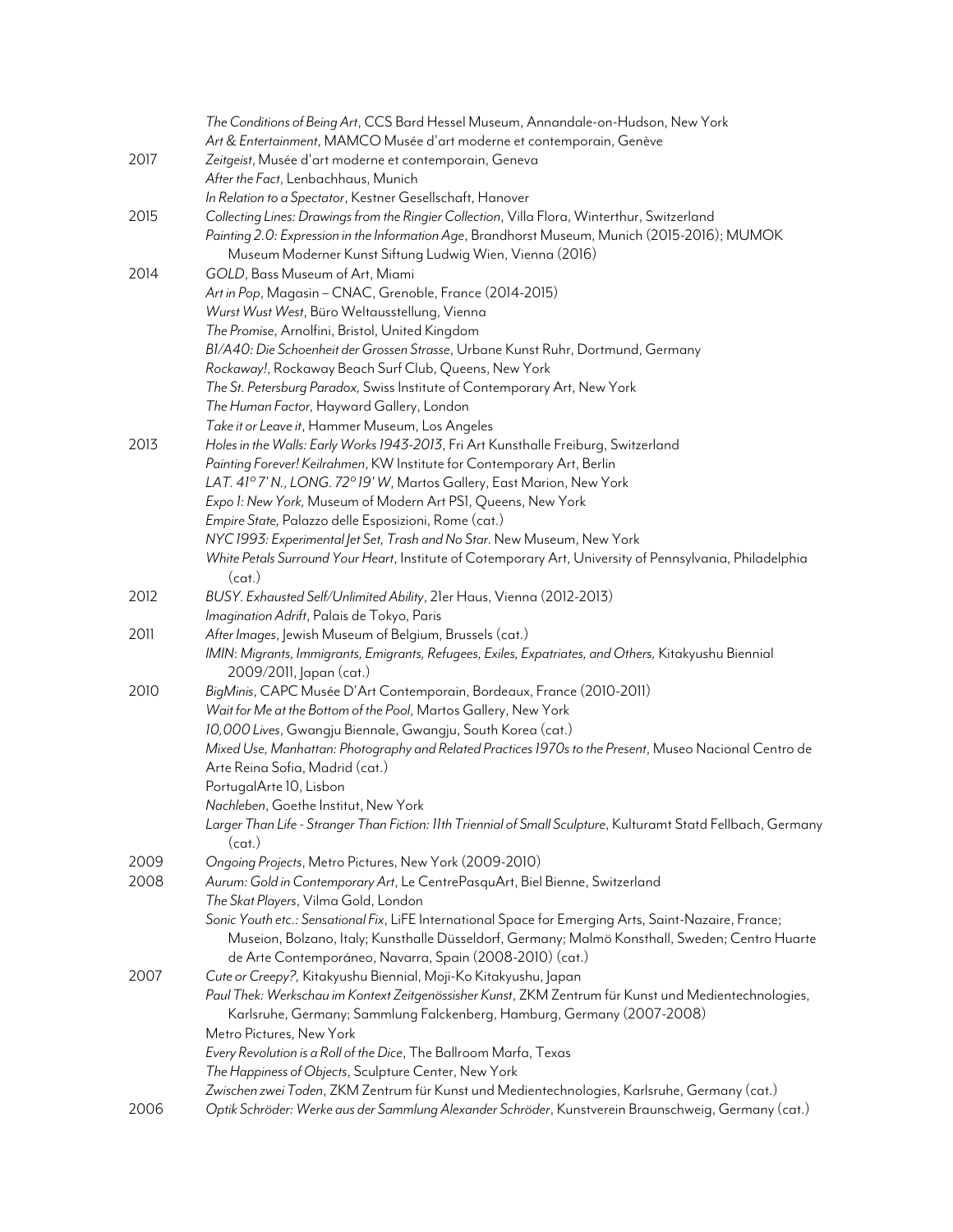*The Conditions of Being Art*, CCS Bard Hessel Museum, Annandale-on-Hudson, New York
*Art & Entertainment*, MAMCO Musée d'art moderne et contemporain, Genève

2017 *Zeitgeist*, Musée d'art moderne et contemporain, Geneva
*After the Fact*, Lenbachhaus, Munich
*In Relation to a Spectator*, Kestner Gesellschaft, Hanover

2015 *Collecting Lines: Drawings from the Ringier Collection*, Villa Flora, Winterthur, Switzerland
*Painting 2.0: Expression in the Information Age*, Brandhorst Museum, Munich (2015-2016); MUMOK Museum Moderner Kunst Siftung Ludwig Wien, Vienna (2016)

2014 *GOLD*, Bass Museum of Art, Miami
*Art in Pop*, Magasin – CNAC, Grenoble, France (2014-2015)
*Wurst Wust West*, Büro Weltausstellung, Vienna
*The Promise*, Arnolfini, Bristol, United Kingdom
*B1/A40: Die Schoenheit der Grossen Strasse*, Urbane Kunst Ruhr, Dortmund, Germany
*Rockaway!*, Rockaway Beach Surf Club, Queens, New York
*The St. Petersburg Paradox,* Swiss Institute of Contemporary Art, New York
*The Human Factor,* Hayward Gallery, London
*Take it or Leave it*, Hammer Museum, Los Angeles

2013 *Holes in the Walls: Early Works 1943-2013*, Fri Art Kunsthalle Freiburg, Switzerland
*Painting Forever! Keilrahmen*, KW Institute for Contemporary Art, Berlin
*LAT. 41° 7' N., LONG. 72° 19' W*, Martos Gallery, East Marion, New York
*Expo 1: New York,* Museum of Modern Art PS1, Queens, New York
*Empire State,* Palazzo delle Esposizioni, Rome (cat.)
*NYC 1993: Experimental Jet Set, Trash and No Star*. New Museum, New York
*White Petals Surround Your Heart*, Institute of Cotemporary Art, University of Pennsylvania, Philadelphia (cat.)

2012 *BUSY. Exhausted Self/Unlimited Ability*, 21er Haus, Vienna (2012-2013)
*Imagination Adrift*, Palais de Tokyo, Paris

2011 *After Images*, Jewish Museum of Belgium, Brussels (cat.)
*IMIN: Migrants, Immigrants, Emigrants, Refugees, Exiles, Expatriates, and Others,* Kitakyushu Biennial 2009/2011, Japan (cat.)

2010 *BigMinis*, CAPC Musée D'Art Contemporain, Bordeaux, France (2010-2011)
*Wait for Me at the Bottom of the Pool*, Martos Gallery, New York
*10,000 Lives*, Gwangju Biennale, Gwangju, South Korea (cat.)
*Mixed Use, Manhattan: Photography and Related Practices 1970s to the Present*, Museo Nacional Centro de Arte Reina Sofia, Madrid (cat.)
PortugalArte 10, Lisbon
*Nachleben*, Goethe Institut, New York
*Larger Than Life - Stranger Than Fiction: 11th Triennial of Small Sculpture*, Kulturamt Statd Fellbach, Germany (cat.)

2009 *Ongoing Projects*, Metro Pictures, New York (2009-2010)

2008 *Aurum: Gold in Contemporary Art*, Le CentrePasquArt, Biel Bienne, Switzerland
*The Skat Players*, Vilma Gold, London
*Sonic Youth etc.: Sensational Fix*, LiFE International Space for Emerging Arts, Saint-Nazaire, France; Museion, Bolzano, Italy; Kunsthalle Düsseldorf, Germany; Malmö Konsthall, Sweden; Centro Huarte de Arte Contemporáneo, Navarra, Spain (2008-2010) (cat.)

2007 *Cute or Creepy?,* Kitakyushu Biennial, Moji-Ko Kitakyushu, Japan
*Paul Thek: Werkschau im Kontext Zeitgenössisher Kunst*, ZKM Zentrum für Kunst und Medientechnologies, Karlsruhe, Germany; Sammlung Falckenberg, Hamburg, Germany (2007-2008)
Metro Pictures, New York
*Every Revolution is a Roll of the Dice*, The Ballroom Marfa, Texas
*The Happiness of Objects*, Sculpture Center, New York
*Zwischen zwei Toden*, ZKM Zentrum für Kunst und Medientechnologies, Karlsruhe, Germany (cat.)

2006 *Optik Schröder: Werke aus der Sammlung Alexander Schröder*, Kunstverein Braunschweig, Germany (cat.)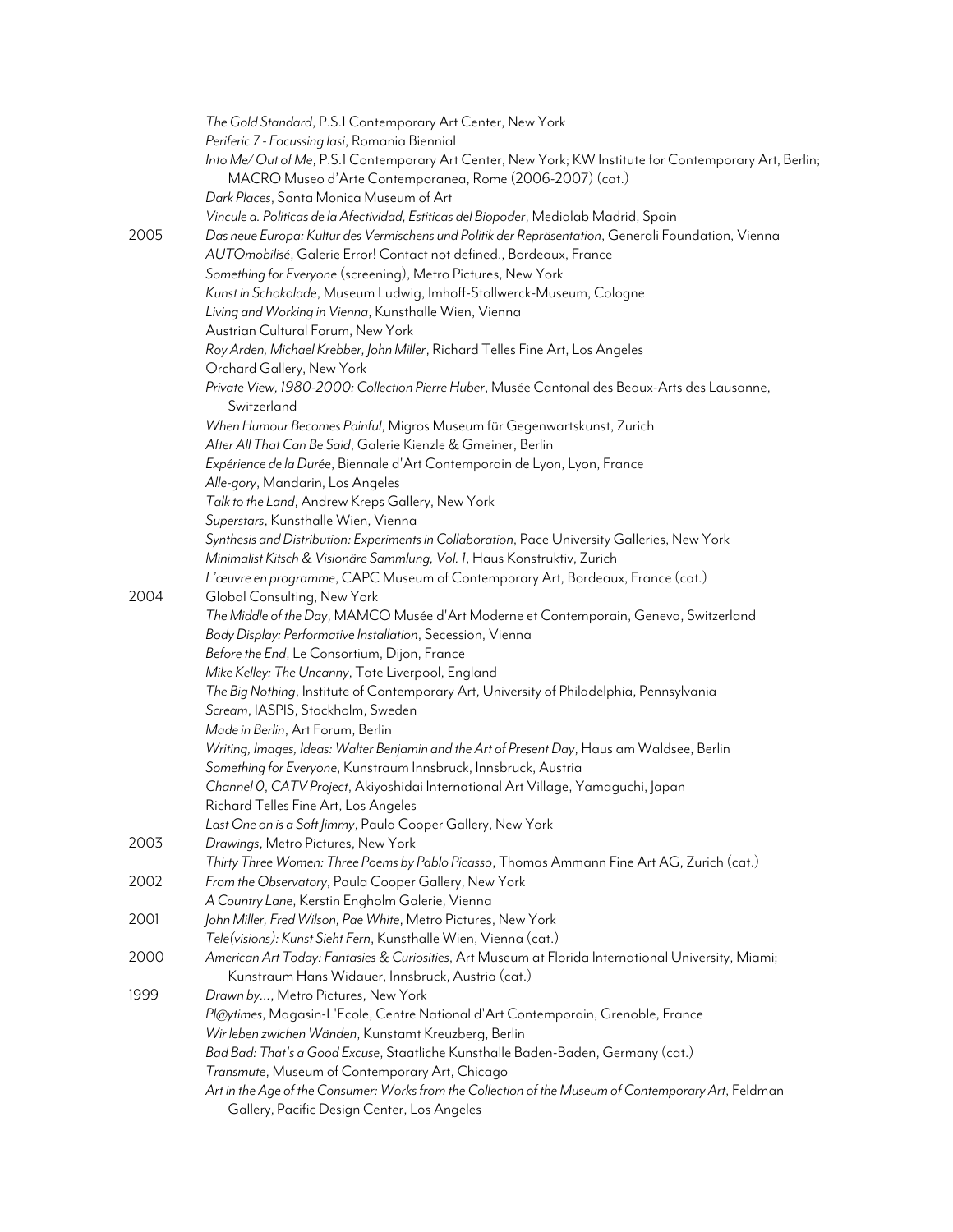*The Gold Standard*, P.S.1 Contemporary Art Center, New York
*Periferic 7 - Focussing Iasi*, Romania Biennial
*Into Me/ Out of Me*, P.S.1 Contemporary Art Center, New York; KW Institute for Contemporary Art, Berlin; MACRO Museo d'Arte Contemporanea, Rome (2006-2007) (cat.)
*Dark Places*, Santa Monica Museum of Art
*Vincule a. Politicas de la Afectividad, Estiticas del Biopoder*, Medialab Madrid, Spain

2005 *Das neue Europa: Kultur des Vermischens und Politik der Repräsentation*, Generali Foundation, Vienna
*AUTOmobilisé*, Galerie Error! Contact not defined., Bordeaux, France
*Something for Everyone* (screening), Metro Pictures, New York
*Kunst in Schokolade*, Museum Ludwig, Imhoff-Stollwerck-Museum, Cologne
*Living and Working in Vienna*, Kunsthalle Wien, Vienna
Austrian Cultural Forum, New York
*Roy Arden, Michael Krebber, John Miller*, Richard Telles Fine Art, Los Angeles
Orchard Gallery, New York
*Private View, 1980-2000: Collection Pierre Huber*, Musée Cantonal des Beaux-Arts des Lausanne, Switzerland
*When Humour Becomes Painful*, Migros Museum für Gegenwartskunst, Zurich
*After All That Can Be Said*, Galerie Kienzle & Gmeiner, Berlin
*Expérience de la Durée*, Biennale d'Art Contemporain de Lyon, Lyon, France
*Alle-gory*, Mandarin, Los Angeles
*Talk to the Land*, Andrew Kreps Gallery, New York
*Superstars*, Kunsthalle Wien, Vienna
*Synthesis and Distribution: Experiments in Collaboration*, Pace University Galleries, New York
*Minimalist Kitsch & Visionäre Sammlung, Vol. 1*, Haus Konstruktiv, Zurich
*L'œuvre en programme*, CAPC Museum of Contemporary Art, Bordeaux, France (cat.)

2004 Global Consulting, New York
*The Middle of the Day*, MAMCO Musée d'Art Moderne et Contemporain, Geneva, Switzerland
*Body Display: Performative Installation*, Secession, Vienna
*Before the End*, Le Consortium, Dijon, France
*Mike Kelley: The Uncanny*, Tate Liverpool, England
*The Big Nothing*, Institute of Contemporary Art, University of Philadelphia, Pennsylvania
*Scream*, IASPIS, Stockholm, Sweden
*Made in Berlin*, Art Forum, Berlin
*Writing, Images, Ideas: Walter Benjamin and the Art of Present Day*, Haus am Waldsee, Berlin
*Something for Everyone*, Kunstraum Innsbruck, Innsbruck, Austria
*Channel 0, CATV Project*, Akiyoshidai International Art Village, Yamaguchi, Japan
Richard Telles Fine Art, Los Angeles
*Last One on is a Soft Jimmy*, Paula Cooper Gallery, New York

2003 *Drawings*, Metro Pictures, New York
*Thirty Three Women: Three Poems by Pablo Picasso*, Thomas Ammann Fine Art AG, Zurich (cat.)

2002 *From the Observatory*, Paula Cooper Gallery, New York
*A Country Lane*, Kerstin Engholm Galerie, Vienna

2001 *John Miller, Fred Wilson, Pae White*, Metro Pictures, New York
*Tele(visions): Kunst Sieht Fern*, Kunsthalle Wien, Vienna (cat.)

2000 *American Art Today: Fantasies & Curiosities*, Art Museum at Florida International University, Miami; Kunstraum Hans Widauer, Innsbruck, Austria (cat.)

1999 *Drawn by...*, Metro Pictures, New York
*Pl@ytimes*, Magasin-L'Ecole, Centre National d'Art Contemporain, Grenoble, France
*Wir leben zwichen Wänden*, Kunstamt Kreuzberg, Berlin
*Bad Bad: That's a Good Excuse*, Staatliche Kunsthalle Baden-Baden, Germany (cat.)
*Transmute*, Museum of Contemporary Art, Chicago
*Art in the Age of the Consumer: Works from the Collection of the Museum of Contemporary Art*, Feldman Gallery, Pacific Design Center, Los Angeles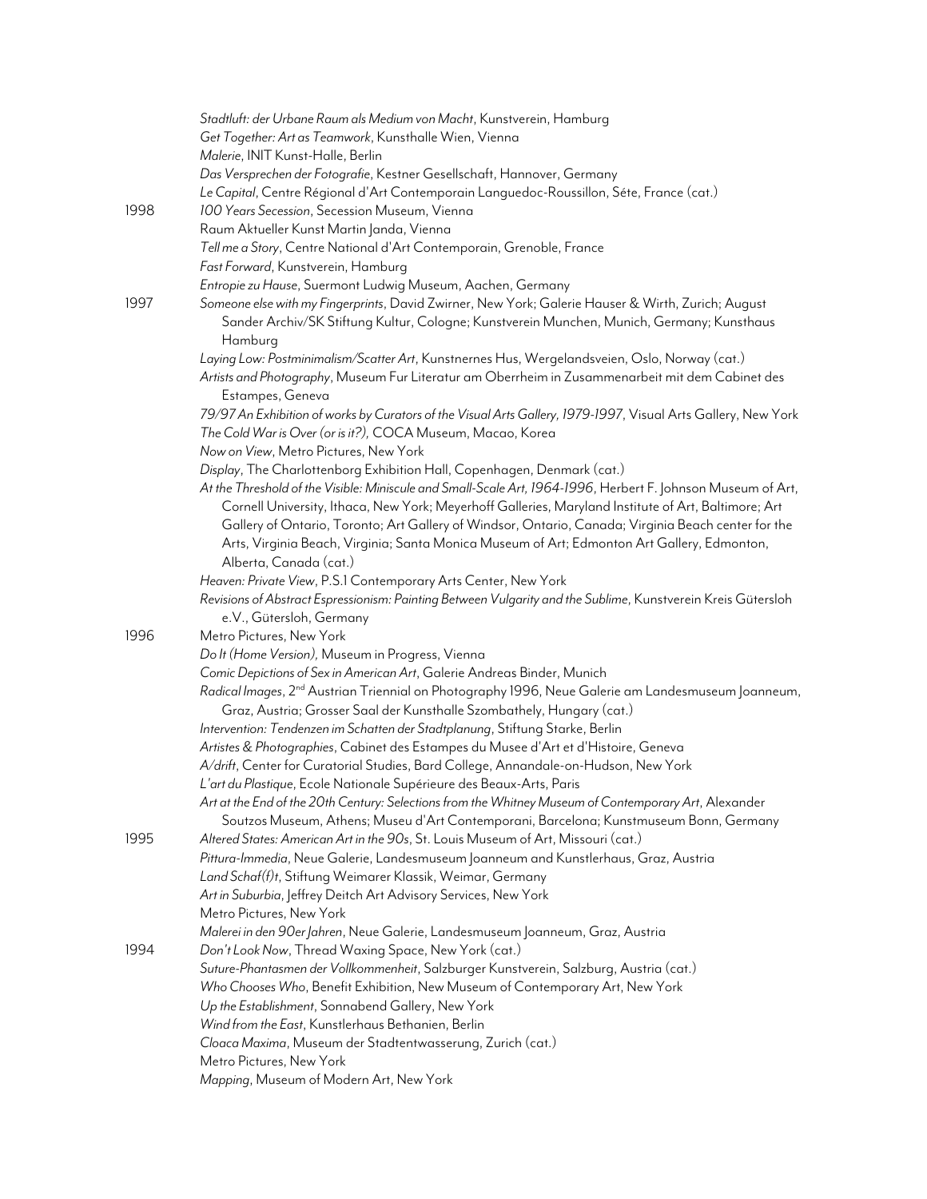*Stadtluft: der Urbane Raum als Medium von Macht*, Kunstverein, Hamburg
*Get Together: Art as Teamwork*, Kunsthalle Wien, Vienna
*Malerie*, INIT Kunst-Halle, Berlin
*Das Versprechen der Fotografie*, Kestner Gesellschaft, Hannover, Germany
*Le Capital*, Centre Régional d'Art Contemporain Languedoc-Roussillon, Séte, France (cat.)

1998
*100 Years Secession*, Secession Museum, Vienna
Raum Aktueller Kunst Martin Janda, Vienna
*Tell me a Story*, Centre National d'Art Contemporain, Grenoble, France
*Fast Forward*, Kunstverein, Hamburg
*Entropie zu Hause*, Suermont Ludwig Museum, Aachen, Germany

1997
*Someone else with my Fingerprints*, David Zwirner, New York; Galerie Hauser & Wirth, Zurich; August Sander Archiv/SK Stiftung Kultur, Cologne; Kunstverein Munchen, Munich, Germany; Kunsthaus Hamburg
*Laying Low: Postminimalism/Scatter Art*, Kunstnernes Hus, Wergelandsveien, Oslo, Norway (cat.)
*Artists and Photography*, Museum Fur Literatur am Oberrheim in Zusammenarbeit mit dem Cabinet des Estampes, Geneva
*79/97 An Exhibition of works by Curators of the Visual Arts Gallery, 1979-1997*, Visual Arts Gallery, New York
*The Cold War is Over (or is it?),* COCA Museum, Macao, Korea
*Now on View*, Metro Pictures, New York
*Display*, The Charlottenborg Exhibition Hall, Copenhagen, Denmark (cat.)
*At the Threshold of the Visible: Miniscule and Small-Scale Art, 1964-1996*, Herbert F. Johnson Museum of Art, Cornell University, Ithaca, New York; Meyerhoff Galleries, Maryland Institute of Art, Baltimore; Art Gallery of Ontario, Toronto; Art Gallery of Windsor, Ontario, Canada; Virginia Beach center for the Arts, Virginia Beach, Virginia; Santa Monica Museum of Art; Edmonton Art Gallery, Edmonton, Alberta, Canada (cat.)
*Heaven: Private View*, P.S.1 Contemporary Arts Center, New York
*Revisions of Abstract Espressionism: Painting Between Vulgarity and the Sublime*, Kunstverein Kreis Gütersloh e.V., Gütersloh, Germany

1996
Metro Pictures, New York
*Do It (Home Version),* Museum in Progress, Vienna
*Comic Depictions of Sex in American Art*, Galerie Andreas Binder, Munich
*Radical Images*, 2nd Austrian Triennial on Photography 1996, Neue Galerie am Landesmuseum Joanneum, Graz, Austria; Grosser Saal der Kunsthalle Szombathely, Hungary (cat.)
*Intervention: Tendenzen im Schatten der Stadtplanung*, Stiftung Starke, Berlin
*Artistes & Photographies*, Cabinet des Estampes du Musee d'Art et d'Histoire, Geneva
*A/drift*, Center for Curatorial Studies, Bard College, Annandale-on-Hudson, New York
*L'art du Plastique*, Ecole Nationale Supérieure des Beaux-Arts, Paris
*Art at the End of the 20th Century: Selections from the Whitney Museum of Contemporary Art*, Alexander Soutzos Museum, Athens; Museu d'Art Contemporani, Barcelona; Kunstmuseum Bonn, Germany

1995
*Altered States: American Art in the 90s*, St. Louis Museum of Art, Missouri (cat.)
*Pittura-Immedia*, Neue Galerie, Landesmuseum Joanneum and Kunstlerhaus, Graz, Austria
*Land Schaf(f)t*, Stiftung Weimarer Klassik, Weimar, Germany
*Art in Suburbia*, Jeffrey Deitch Art Advisory Services, New York
Metro Pictures, New York
*Malerei in den 90er Jahren*, Neue Galerie, Landesmuseum Joanneum, Graz, Austria

1994
*Don't Look Now*, Thread Waxing Space, New York (cat.)
*Suture-Phantasmen der Vollkommenheit*, Salzburger Kunstverein, Salzburg, Austria (cat.)
*Who Chooses Who*, Benefit Exhibition, New Museum of Contemporary Art, New York
*Up the Establishment*, Sonnabend Gallery, New York
*Wind from the East*, Kunstlerhaus Bethanien, Berlin
*Cloaca Maxima*, Museum der Stadtentwasserung, Zurich (cat.)
Metro Pictures, New York
*Mapping*, Museum of Modern Art, New York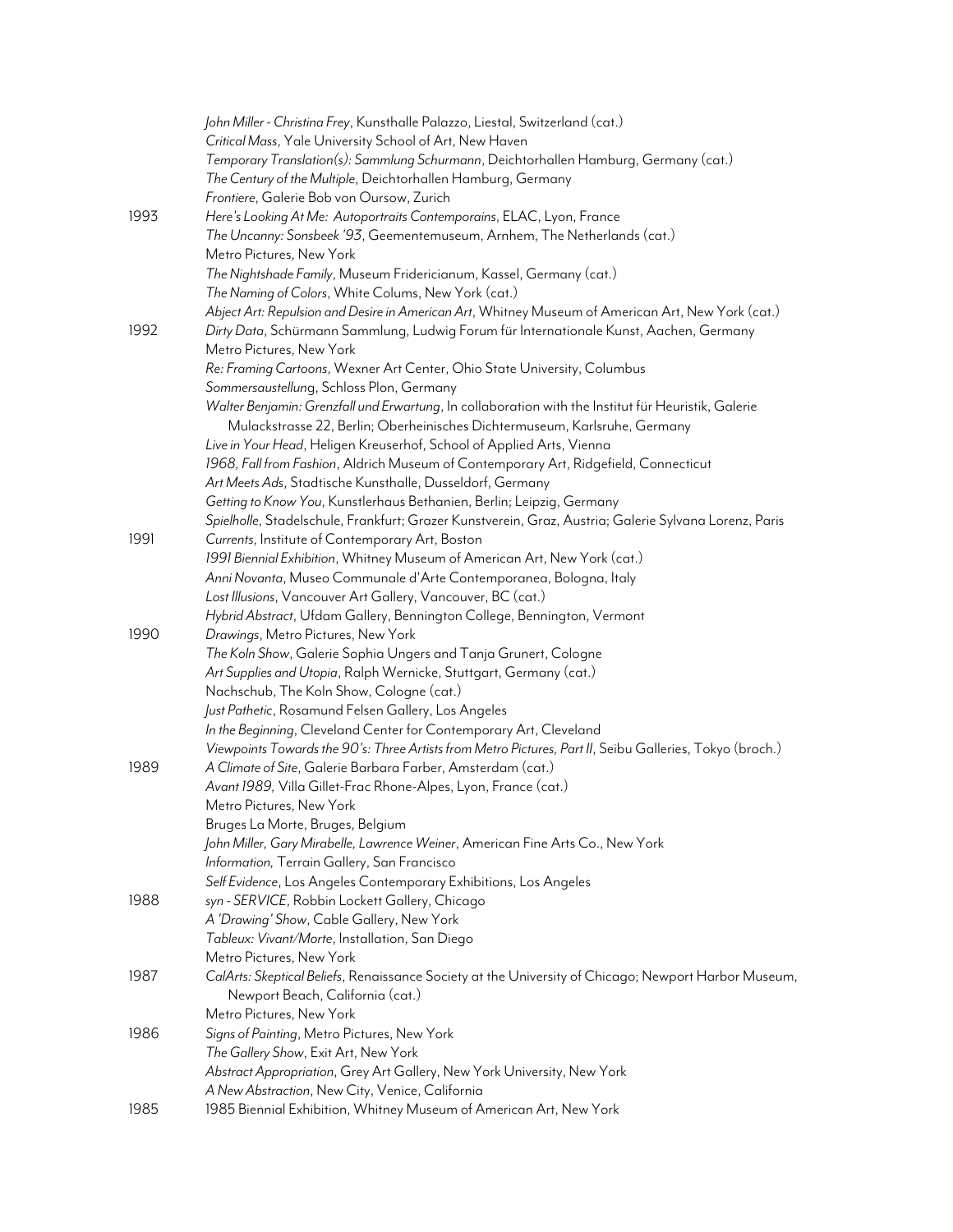*John Miller - Christina Frey*, Kunsthalle Palazzo, Liestal, Switzerland (cat.)
*Critical Mass*, Yale University School of Art, New Haven
*Temporary Translation(s): Sammlung Schurmann*, Deichtorhallen Hamburg, Germany (cat.)
*The Century of the Multiple*, Deichtorhallen Hamburg, Germany
*Frontiere*, Galerie Bob von Oursow, Zurich

1993 *Here's Looking At Me: Autoportraits Contemporains*, ELAC, Lyon, France
*The Uncanny: Sonsbeek '93*, Geementemuseum, Arnhem, The Netherlands (cat.)
Metro Pictures, New York
*The Nightshade Family*, Museum Fridericianum, Kassel, Germany (cat.)
*The Naming of Colors*, White Colums, New York (cat.)
*Abject Art: Repulsion and Desire in American Art*, Whitney Museum of American Art, New York (cat.)

1992 *Dirty Data*, Schürmann Sammlung, Ludwig Forum für Internationale Kunst, Aachen, Germany
Metro Pictures, New York
*Re: Framing Cartoons*, Wexner Art Center, Ohio State University, Columbus
*Sommersaustellung*, Schloss Plon, Germany
*Walter Benjamin: Grenzfall und Erwartung*, In collaboration with the Institut für Heuristik, Galerie Mulackstrasse 22, Berlin; Oberheinisches Dichtermuseum, Karlsruhe, Germany
*Live in Your Head*, Heligen Kreuserhof, School of Applied Arts, Vienna
*1968, Fall from Fashion*, Aldrich Museum of Contemporary Art, Ridgefield, Connecticut
*Art Meets Ads*, Stadtische Kunsthalle, Dusseldorf, Germany
*Getting to Know You*, Kunstlerhaus Bethanien, Berlin; Leipzig, Germany
*Spielholle*, Stadelschule, Frankfurt; Grazer Kunstverein, Graz, Austria; Galerie Sylvana Lorenz, Paris

1991 *Currents*, Institute of Contemporary Art, Boston
*1991 Biennial Exhibition*, Whitney Museum of American Art, New York (cat.)
*Anni Novanta*, Museo Communale d'Arte Contemporanea, Bologna, Italy
*Lost Illusions*, Vancouver Art Gallery, Vancouver, BC (cat.)
*Hybrid Abstract*, Ufdam Gallery, Bennington College, Bennington, Vermont

1990 *Drawings*, Metro Pictures, New York
*The Koln Show*, Galerie Sophia Ungers and Tanja Grunert, Cologne
*Art Supplies and Utopia*, Ralph Wernicke, Stuttgart, Germany (cat.)
Nachschub, The Koln Show, Cologne (cat.)
*Just Pathetic*, Rosamund Felsen Gallery, Los Angeles
*In the Beginning*, Cleveland Center for Contemporary Art, Cleveland
*Viewpoints Towards the 90's: Three Artists from Metro Pictures, Part II*, Seibu Galleries, Tokyo (broch.)

1989 *A Climate of Site*, Galerie Barbara Farber, Amsterdam (cat.)
*Avant 1989,* Villa Gillet-Frac Rhone-Alpes, Lyon, France (cat.)
Metro Pictures, New York
Bruges La Morte, Bruges, Belgium
*John Miller, Gary Mirabelle, Lawrence Weiner*, American Fine Arts Co., New York
*Information,* Terrain Gallery, San Francisco
*Self Evidence*, Los Angeles Contemporary Exhibitions, Los Angeles

1988 *syn - SERVICE*, Robbin Lockett Gallery, Chicago
*A 'Drawing' Show*, Cable Gallery, New York
*Tableux: Vivant/Morte*, Installation, San Diego
Metro Pictures, New York

1987 *CalArts: Skeptical Beliefs*, Renaissance Society at the University of Chicago; Newport Harbor Museum, Newport Beach, California (cat.)
Metro Pictures, New York

1986 *Signs of Painting*, Metro Pictures, New York
*The Gallery Show*, Exit Art, New York
*Abstract Appropriation*, Grey Art Gallery, New York University, New York
*A New Abstraction*, New City, Venice, California

1985 1985 Biennial Exhibition, Whitney Museum of American Art, New York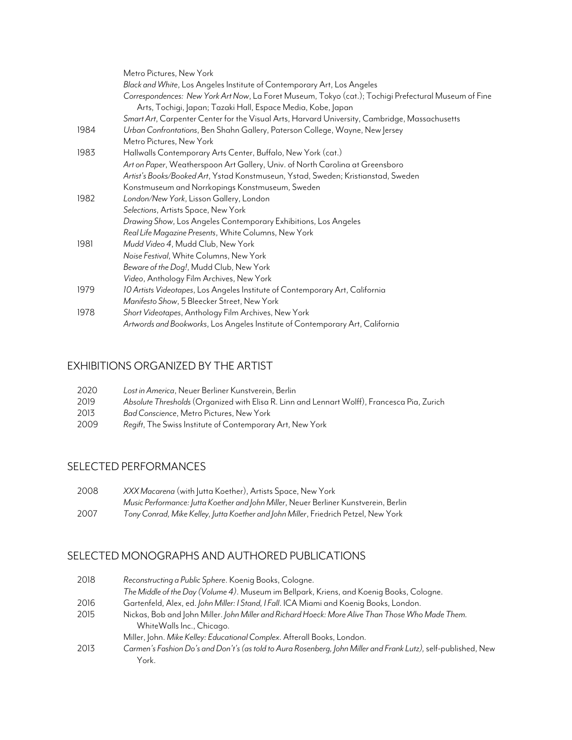| | |
|---|---|
| | Metro Pictures, New York |
| | *Black and White*, Los Angeles Institute of Contemporary Art, Los Angeles |
| | *Correspondences: New York Art Now*, La Foret Museum, Tokyo (cat.); Tochigi Prefectural Museum of Fine Arts, Tochigi, Japan; Tazaki Hall, Espace Media, Kobe, Japan |
| | *Smart Art*, Carpenter Center for the Visual Arts, Harvard University, Cambridge, Massachusetts |
| 1984 | *Urban Confrontations*, Ben Shahn Gallery, Paterson College, Wayne, New Jersey |
| | Metro Pictures, New York |
| 1983 | Hallwalls Contemporary Arts Center, Buffalo, New York (cat.) |
| | *Art on Paper*, Weatherspoon Art Gallery, Univ. of North Carolina at Greensboro |
| | *Artist's Books/Booked Art*, Ystad Konstmuseun, Ystad, Sweden; Kristianstad, Sweden Konstmuseum and Norrkopings Konstmuseum, Sweden |
| 1982 | *London/New York*, Lisson Gallery, London |
| | *Selections*, Artists Space, New York |
| | *Drawing Show*, Los Angeles Contemporary Exhibitions, Los Angeles |
| | *Real Life Magazine Presents*, White Columns, New York |
| 1981 | *Mudd Video 4*, Mudd Club, New York |
| | *Noise Festival*, White Columns, New York |
| | *Beware of the Dog!*, Mudd Club, New York |
| | *Video*, Anthology Film Archives, New York |
| 1979 | *10 Artists Videotapes*, Los Angeles Institute of Contemporary Art, California |
| | *Manifesto Show*, 5 Bleecker Street, New York |
| 1978 | *Short Videotapes*, Anthology Film Archives, New York |
| | *Artwords and Bookworks*, Los Angeles Institute of Contemporary Art, California |

## EXHIBITIONS ORGANIZED BY THE ARTIST

| | |
|---|---|
| 2020 | *Lost in America*, Neuer Berliner Kunstverein, Berlin |
| 2019 | *Absolute Thresholds* (Organized with Elisa R. Linn and Lennart Wolff), Francesca Pia, Zurich |
| 2013 | *Bad Conscience*, Metro Pictures, New York |
| 2009 | *Regift*, The Swiss Institute of Contemporary Art, New York |

## SELECTED PERFORMANCES

| | |
|---|---|
| 2008 | *XXX Macarena* (with Jutta Koether), Artists Space, New York |
| | *Music Performance: Jutta Koether and John Miller*, Neuer Berliner Kunstverein, Berlin |
| 2007 | *Tony Conrad, Mike Kelley, Jutta Koether and John Miller*, Friedrich Petzel, New York |

## SELECTED MONOGRAPHS AND AUTHORED PUBLICATIONS

| | |
|---|---|
| 2018 | *Reconstructing a Public Sphere*. Koenig Books, Cologne. |
| | *The Middle of the Day (Volume 4)*. Museum im Bellpark, Kriens, and Koenig Books, Cologne. |
| 2016 | Gartenfeld, Alex, ed. *John Miller: I Stand, I Fall*. ICA Miami and Koenig Books, London. |
| 2015 | Nickas, Bob and John Miller. *John Miller and Richard Hoeck: More Alive Than Those Who Made Them.* WhiteWalls Inc., Chicago. |
| | Miller, John. *Mike Kelley: Educational Complex*. Afterall Books, London. |
| 2013 | *Carmen's Fashion Do's and Don't's (as told to Aura Rosenberg, John Miller and Frank Lutz),* self-published, New York. |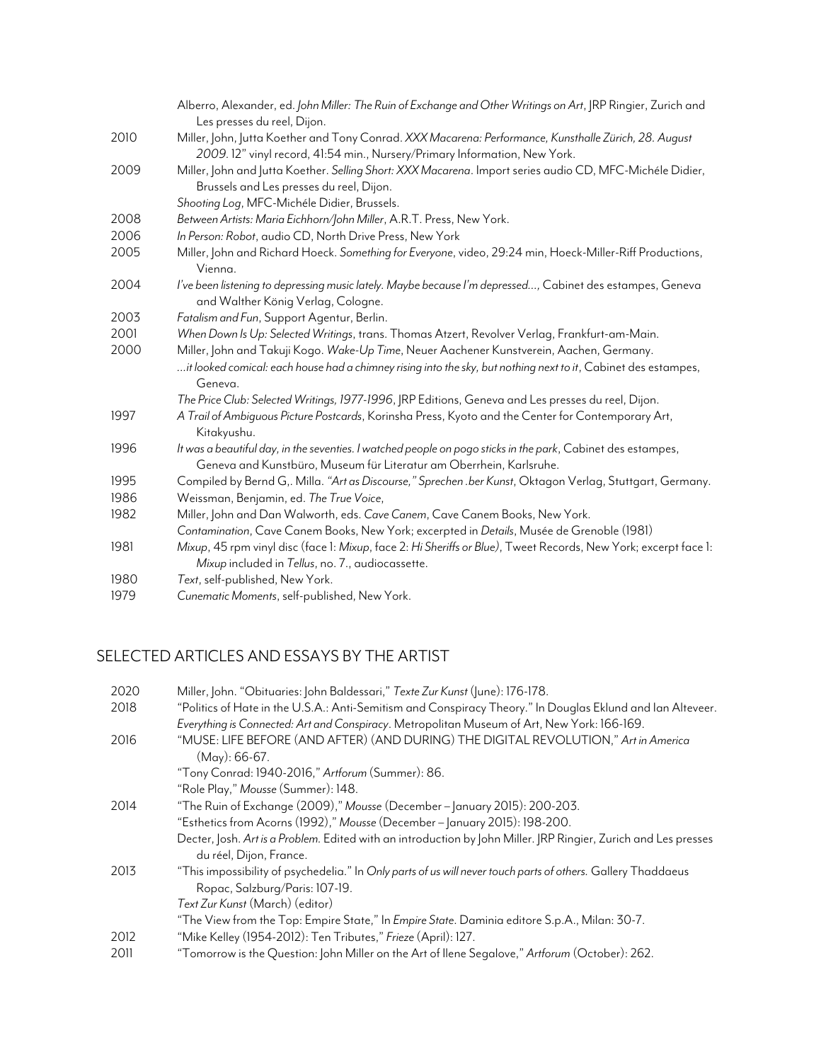| | |
|---|---|
| | Alberro, Alexander, ed. *John Miller: The Ruin of Exchange and Other Writings on Art*, JRP Ringier, Zurich and Les presses du reel, Dijon. |
| 2010 | Miller, John, Jutta Koether and Tony Conrad. *XXX Macarena: Performance, Kunsthalle Zürich, 28. August 2009.* 12" vinyl record, 41:54 min., Nursery/Primary Information, New York. |
| 2009 | Miller, John and Jutta Koether. *Selling Short: XXX Macarena*. Import series audio CD, MFC-Michéle Didier, Brussels and Les presses du reel, Dijon. |
| | *Shooting Log*, MFC-Michéle Didier, Brussels. |
| 2008 | *Between Artists: Maria Eichhorn/John Miller*, A.R.T. Press, New York. |
| 2006 | *In Person: Robot*, audio CD, North Drive Press, New York |
| 2005 | Miller, John and Richard Hoeck. *Something for Everyone*, video, 29:24 min, Hoeck-Miller-Riff Productions, Vienna. |
| 2004 | *I've been listening to depressing music lately. Maybe because I'm depressed...,* Cabinet des estampes, Geneva and Walther König Verlag, Cologne. |
| 2003 | *Fatalism and Fun*, Support Agentur, Berlin. |
| 2001 | *When Down Is Up: Selected Writings*, trans. Thomas Atzert, Revolver Verlag, Frankfurt-am-Main. |
| 2000 | Miller, John and Takuji Kogo. *Wake-Up Time*, Neuer Aachener Kunstverein, Aachen, Germany. |
| | *...it looked comical: each house had a chimney rising into the sky, but nothing next to it*, Cabinet des estampes, Geneva. |
| | *The Price Club: Selected Writings, 1977-1996*, JRP Editions, Geneva and Les presses du reel, Dijon. |
| 1997 | *A Trail of Ambiguous Picture Postcards*, Korinsha Press, Kyoto and the Center for Contemporary Art, Kitakyushu. |
| 1996 | *It was a beautiful day, in the seventies. I watched people on pogo sticks in the park*, Cabinet des estampes, Geneva and Kunstbüro, Museum für Literatur am Oberrhein, Karlsruhe. |
| 1995 | Compiled by Bernd G,. Milla. *"Art as Discourse," Sprechen .ber Kunst*, Oktagon Verlag, Stuttgart, Germany. |
| 1986 | Weissman, Benjamin, ed. *The True Voice*, |
| 1982 | Miller, John and Dan Walworth, eds. *Cave Canem*, Cave Canem Books, New York. |
| | *Contamination*, Cave Canem Books, New York; excerpted in *Details*, Musée de Grenoble (1981) |
| 1981 | *Mixup*, 45 rpm vinyl disc (face 1: *Mixup*, face 2: *Hi Sheriffs or Blue)*, Tweet Records, New York; excerpt face 1: *Mixup* included in *Tellus*, no. 7., audiocassette. |
| 1980 | *Text*, self-published, New York. |
| 1979 | *Cunematic Moments*, self-published, New York. |

## SELECTED ARTICLES AND ESSAYS BY THE ARTIST

| | |
|---|---|
| 2020 | Miller, John. "Obituaries: John Baldessari," *Texte Zur Kunst* (June): 176-178. |
| 2018 | "Politics of Hate in the U.S.A.: Anti-Semitism and Conspiracy Theory." In Douglas Eklund and Ian Alteveer. *Everything is Connected: Art and Conspiracy*. Metropolitan Museum of Art, New York: 166-169. |
| 2016 | "MUSE: LIFE BEFORE (AND AFTER) (AND DURING) THE DIGITAL REVOLUTION," *Art in America* (May): 66-67. |
| | "Tony Conrad: 1940-2016," *Artforum* (Summer): 86. |
| | "Role Play," *Mousse* (Summer): 148. |
| 2014 | "The Ruin of Exchange (2009)," *Mousse* (December – January 2015): 200-203. |
| | "Esthetics from Acorns (1992)," *Mousse* (December – January 2015): 198-200. |
| | Decter, Josh. *Art is a Problem.* Edited with an introduction by John Miller. JRP Ringier, Zurich and Les presses du réel, Dijon, France. |
| 2013 | "This impossibility of psychedelia." In *Only parts of us will never touch parts of others.* Gallery Thaddaeus Ropac, Salzburg/Paris: 107-19. |
| | *Text Zur Kunst* (March) (editor) |
| | "The View from the Top: Empire State," In *Empire State.* Daminia editore S.p.A., Milan: 30-7. |
| 2012 | "Mike Kelley (1954-2012): Ten Tributes," *Frieze* (April): 127. |
| 2011 | "Tomorrow is the Question: John Miller on the Art of Ilene Segalove," *Artforum* (October): 262. |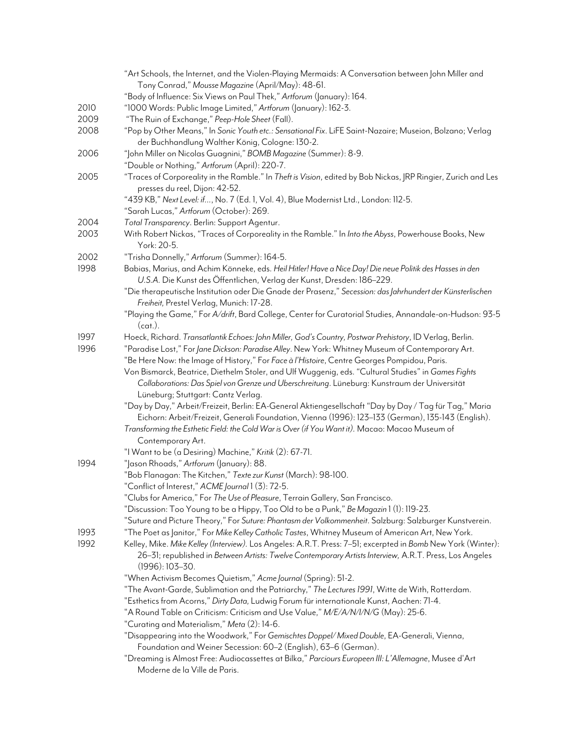"Art Schools, the Internet, and the Violen-Playing Mermaids: A Conversation between John Miller and Tony Conrad," *Mousse Magazine* (April/May): 48-61.

"Body of Influence: Six Views on Paul Thek," *Artforum* (January): 164.

2010 "1000 Words: Public Image Limited," *Artforum* (January): 162-3.

2009 "The Ruin of Exchange," *Peep-Hole Sheet* (Fall).

2008 "Pop by Other Means," In *Sonic Youth etc.: Sensational Fix*. LiFE Saint-Nazaire; Museion, Bolzano; Verlag der Buchhandlung Walther König, Cologne: 130-2.

2006 "John Miller on Nicolas Guagnini," *BOMB Magazine* (Summer): 8-9.

"Double or Nothing," *Artforum* (April): 220-7.

2005 "Traces of Corporeality in the Ramble." In *Theft is Vision*, edited by Bob Nickas, JRP Ringier, Zurich and Les presses du reel, Dijon: 42-52.

"439 KB," *Next Level: if...*, No. 7 (Ed. 1, Vol. 4), Blue Modernist Ltd., London: 112-5.

"Sarah Lucas," *Artforum* (October): 269.

2004 *Total Transparency*. Berlin: Support Agentur.

2003 With Robert Nickas, "Traces of Corporeality in the Ramble." In *Into the Abyss*, Powerhouse Books, New York: 20-5.

2002 "Trisha Donnelly," *Artforum* (Summer): 164-5.

1998 Babias, Marius, and Achim Könneke, eds. *Heil Hitler! Have a Nice Day! Die neue Politik des Hasses in den U.S.A.* Die Kunst des Öffentlichen, Verlag der Kunst, Dresden: 186–229.

"Die therapeutische Institution oder Die Gnade der Prasenz," *Secession: das Jahrhundert der Künsterlischen Freiheit*, Prestel Verlag, Munich: 17-28.

"Playing the Game," For *A/drift*, Bard College, Center for Curatorial Studies, Annandale-on-Hudson: 93-5 (cat.).

1997 Hoeck, Richard. *Transatlantik Echoes: John Miller, God's Country, Postwar Prehistory*, ID Verlag, Berlin.

1996 "Paradise Lost," For *Jane Dickson: Paradise Alley*. New York: Whitney Museum of Contemporary Art.

"Be Here Now: the Image of History," For *Face à l'Histoire*, Centre Georges Pompidou, Paris.

Von Bismarck, Beatrice, Diethelm Stoler, and Ulf Wuggenig, eds. "Cultural Studies" in *Games Fights Collaborations: Das Spiel von Grenze und Uberschreitung*. Lüneburg: Kunstraum der Universität Lüneburg; Stuttgart: Cantz Verlag.

"Day by Day," Arbeit/Freizeit, Berlin: EA-General Aktiengesellschaft "Day by Day / Tag für Tag," Maria Eichorn: Arbeit/Freizeit, Generali Foundation, Vienna (1996): 123–133 (German), 135-143 (English).

*Transforming the Esthetic Field: the Cold War is Over (if You Want it)*. Macao: Macao Museum of Contemporary Art.

"I Want to be (a Desiring) Machine," *Kritik* (2): 67-71.

1994 "Jason Rhoads," *Artforum* (January): 88.

"Bob Flanagan: The Kitchen," *Texte zur Kunst* (March): 98-100.

"Conflict of Interest," *ACME Journal* 1 (3): 72-5.

"Clubs for America," For *The Use of Pleasure*, Terrain Gallery, San Francisco.

"Discussion: Too Young to be a Hippy, Too Old to be a Punk," *Be Magazin* 1 (1): 119-23.

"Suture and Picture Theory," For *Suture: Phantasm der Volkommenheit*. Salzburg: Salzburger Kunstverein.

1993 "The Poet as Janitor," For *Mike Kelley Catholic Tastes*, Whitney Museum of American Art, New York.

1992 Kelley, Mike. *Mike Kelley (Interview)*. Los Angeles: A.R.T. Press: 7–51; excerpted in *Bomb* New York (Winter): 26–31; republished in *Between Artists: Twelve Contemporary Artists Interview,* A.R.T. Press, Los Angeles (1996): 103–30.

"When Activism Becomes Quietism," *Acme Journal* (Spring): 51-2.

"The Avant-Garde, Sublimation and the Patriarchy," *The Lectures 1991*, Witte de With, Rotterdam.

"Esthetics from Acorns," *Dirty Data*, Ludwig Forum für internationale Kunst, Aachen: 71-4.

"A Round Table on Criticism: Criticism and Use Value," *M/E/A/N/I/N/G* (May): 25-6.

"Curating and Materialism," *Meta* (2): 14-6.

"Disappearing into the Woodwork," For *Gemischtes Doppel/ Mixed Double*, EA-Generali, Vienna, Foundation and Weiner Secession: 60–2 (English), 63–6 (German).

"Dreaming is Almost Free: Audiocassettes at Bilka," *Parciours Europeen III: L'Allemagne*, Musee d'Art Moderne de la Ville de Paris.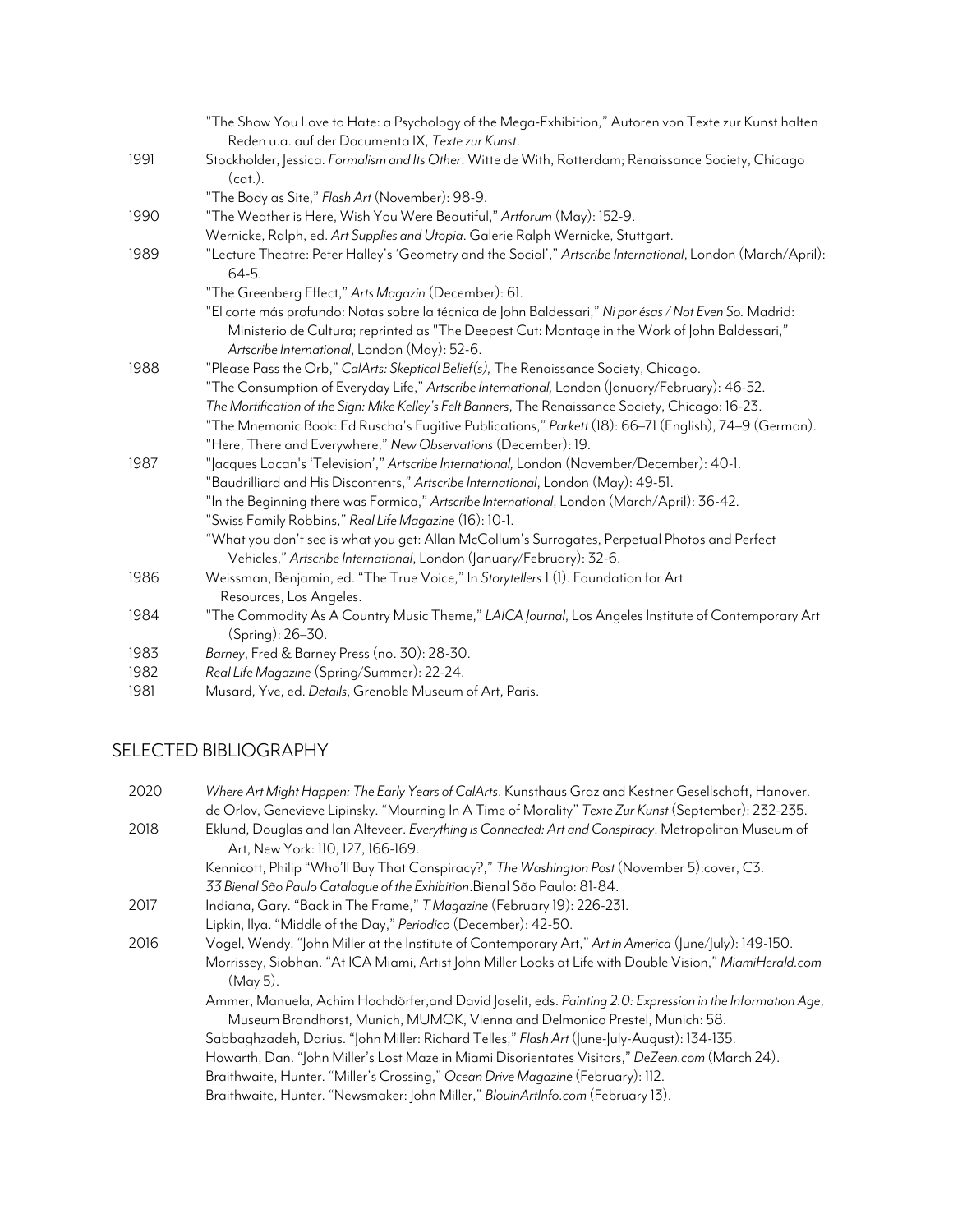| | |
|---|---|
| | "The Show You Love to Hate: a Psychology of the Mega-Exhibition," Autoren von Texte zur Kunst halten Reden u.a. auf der Documenta IX, *Texte zur Kunst*. |
| 1991 | Stockholder, Jessica. *Formalism and Its Other*. Witte de With, Rotterdam; Renaissance Society, Chicago (cat.). |
| | "The Body as Site," *Flash Art* (November): 98-9. |
| 1990 | "The Weather is Here, Wish You Were Beautiful," *Artforum* (May): 152-9. |
| | Wernicke, Ralph, ed. *Art Supplies and Utopia*. Galerie Ralph Wernicke, Stuttgart. |
| 1989 | "Lecture Theatre: Peter Halley's 'Geometry and the Social'," *Artscribe International*, London (March/April): 64-5. |
| | "The Greenberg Effect," *Arts Magazin* (December): 61. |
| | "El corte más profundo: Notas sobre la técnica de John Baldessari," *Ni por ésas / Not Even So.* Madrid: Ministerio de Cultura; reprinted as "The Deepest Cut: Montage in the Work of John Baldessari," *Artscribe International*, London (May): 52-6. |
| 1988 | "Please Pass the Orb," *CalArts: Skeptical Belief(s),* The Renaissance Society, Chicago. |
| | "The Consumption of Everyday Life," *Artscribe International,* London (January/February): 46-52. |
| | *The Mortification of the Sign: Mike Kelley's Felt Banners*, The Renaissance Society, Chicago: 16-23. |
| | "The Mnemonic Book: Ed Ruscha's Fugitive Publications," *Parkett* (18): 66–71 (English), 74–9 (German). |
| | "Here, There and Everywhere," *New Observations* (December): 19. |
| 1987 | "Jacques Lacan's 'Television'," *Artscribe International,* London (November/December): 40-1. |
| | "Baudrilliard and His Discontents," *Artscribe International*, London (May): 49-51. |
| | "In the Beginning there was Formica," *Artscribe International*, London (March/April): 36-42. |
| | "Swiss Family Robbins," *Real Life Magazine* (16): 10-1. |
| | "What you don't see is what you get: Allan McCollum's Surrogates, Perpetual Photos and Perfect Vehicles," *Artscribe International*, London (January/February): 32-6. |
| 1986 | Weissman, Benjamin, ed. "The True Voice," In *Storytellers* 1 (1). Foundation for Art Resources, Los Angeles. |
| 1984 | "The Commodity As A Country Music Theme," *LAICA Journal*, Los Angeles Institute of Contemporary Art (Spring): 26–30. |
| 1983 | *Barney*, Fred & Barney Press (no. 30): 28-30. |
| 1982 | *Real Life Magazine* (Spring/Summer): 22-24. |
| 1981 | Musard, Yve, ed. *Details*, Grenoble Museum of Art, Paris. |

## SELECTED BIBLIOGRAPHY

| | |
|---|---|
| 2020 | *Where Art Might Happen: The Early Years of CalArts*. Kunsthaus Graz and Kestner Gesellschaft, Hanover. |
| | de Orlov, Genevieve Lipinsky. "Mourning In A Time of Morality" *Texte Zur Kunst* (September): 232-235. |
| 2018 | Eklund, Douglas and Ian Alteveer. *Everything is Connected: Art and Conspiracy*. Metropolitan Museum of Art, New York: 110, 127, 166-169. |
| | Kennicott, Philip "Who'll Buy That Conspiracy?," *The Washington Post* (November 5):cover, C3. |
| | *33 Bienal São Paulo Catalogue of the Exhibition*.Bienal São Paulo: 81-84. |
| 2017 | Indiana, Gary. "Back in The Frame," *T Magazine* (February 19): 226-231. |
| | Lipkin, Ilya. "Middle of the Day," *Periodico* (December): 42-50. |
| 2016 | Vogel, Wendy. "John Miller at the Institute of Contemporary Art," *Art in America* (June/July): 149-150. |
| | Morrissey, Siobhan. "At ICA Miami, Artist John Miller Looks at Life with Double Vision," *MiamiHerald.com* (May 5). |
| | Ammer, Manuela, Achim Hochdörfer,and David Joselit, eds. *Painting 2.0: Expression in the Information Age*, Museum Brandhorst, Munich, MUMOK, Vienna and Delmonico Prestel, Munich: 58. |
| | Sabbaghzadeh, Darius. "John Miller: Richard Telles," *Flash Art* (June-July-August): 134-135. |
| | Howarth, Dan. "John Miller's Lost Maze in Miami Disorientates Visitors," *DeZeen.com* (March 24). |
| | Braithwaite, Hunter. "Miller's Crossing," *Ocean Drive Magazine* (February): 112. |
| | Braithwaite, Hunter. "Newsmaker: John Miller," *BlouinArtInfo.com* (February 13). |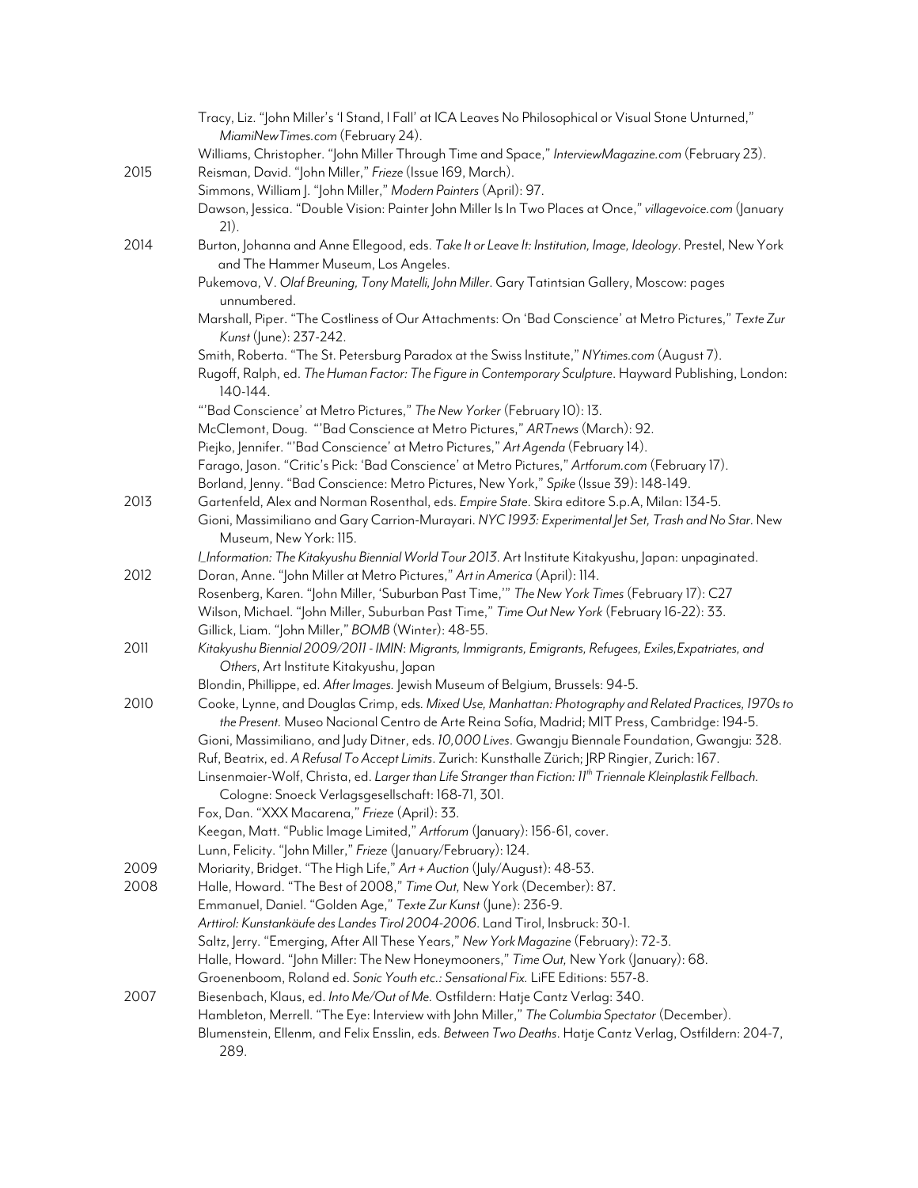Tracy, Liz. "John Miller's 'I Stand, I Fall' at ICA Leaves No Philosophical or Visual Stone Unturned," *MiamiNewTimes.com* (February 24).

Williams, Christopher. "John Miller Through Time and Space," *InterviewMagazine.com* (February 23).

**2015**

Reisman, David. "John Miller," *Frieze* (Issue 169, March).

Simmons, William J. "John Miller," *Modern Painters* (April): 97.

Dawson, Jessica. "Double Vision: Painter John Miller Is In Two Places at Once," *villagevoice.com* (January 21).

**2014**

Burton, Johanna and Anne Ellegood, eds. *Take It or Leave It: Institution, Image, Ideology*. Prestel, New York and The Hammer Museum, Los Angeles.

Pukemova, V. *Olaf Breuning, Tony Matelli, John Miller*. Gary Tatintsian Gallery, Moscow: pages unnumbered.

Marshall, Piper. "The Costliness of Our Attachments: On 'Bad Conscience' at Metro Pictures," *Texte Zur Kunst* (June): 237-242.

Smith, Roberta. "The St. Petersburg Paradox at the Swiss Institute," *NYtimes.com* (August 7).

Rugoff, Ralph, ed. *The Human Factor: The Figure in Contemporary Sculpture*. Hayward Publishing, London: 140-144.

"'Bad Conscience' at Metro Pictures," *The New Yorker* (February 10): 13.

McClemont, Doug. "'Bad Conscience at Metro Pictures," *ARTnews* (March): 92.

Piejko, Jennifer. "'Bad Conscience' at Metro Pictures," *Art Agenda* (February 14).

Farago, Jason. "Critic's Pick: 'Bad Conscience' at Metro Pictures," *Artforum.com* (February 17).

Borland, Jenny. "Bad Conscience: Metro Pictures, New York," *Spike* (Issue 39): 148-149.

**2013**

Gartenfeld, Alex and Norman Rosenthal, eds. *Empire State*. Skira editore S.p.A, Milan: 134-5.

Gioni, Massimiliano and Gary Carrion-Murayari. *NYC 1993: Experimental Jet Set, Trash and No Star*. New Museum, New York: 115.

*I_Information: The Kitakyushu Biennial World Tour 2013*. Art Institute Kitakyushu, Japan: unpaginated.

**2012**

Doran, Anne. "John Miller at Metro Pictures," *Art in America* (April): 114.

Rosenberg, Karen. "John Miller, 'Suburban Past Time,'" *The New York Times* (February 17): C27

Wilson, Michael. "John Miller, Suburban Past Time," *Time Out New York* (February 16-22): 33.

Gillick, Liam. "John Miller," *BOMB* (Winter): 48-55.

**2011**

*Kitakyushu Biennial 2009/2011 - IMIN: Migrants, Immigrants, Emigrants, Refugees, Exiles,Expatriates, and Others*, Art Institute Kitakyushu, Japan

Blondin, Phillippe, ed. *After Images.* Jewish Museum of Belgium, Brussels: 94-5.

**2010**

Cooke, Lynne, and Douglas Crimp, eds. *Mixed Use, Manhattan: Photography and Related Practices, 1970s to the Present.* Museo Nacional Centro de Arte Reina Sofía, Madrid; MIT Press, Cambridge: 194-5.

Gioni, Massimiliano, and Judy Ditner, eds. *10,000 Lives*. Gwangju Biennale Foundation, Gwangju: 328.

Ruf, Beatrix, ed. *A Refusal To Accept Limits*. Zurich: Kunsthalle Zürich; JRP Ringier, Zurich: 167.

Linsenmaier-Wolf, Christa, ed. *Larger than Life Stranger than Fiction: 11th Triennale Kleinplastik Fellbach.* Cologne: Snoeck Verlagsgesellschaft: 168-71, 301.

Fox, Dan. "XXX Macarena," *Frieze* (April): 33.

Keegan, Matt. "Public Image Limited," *Artforum* (January): 156-61, cover.

Lunn, Felicity. "John Miller," *Frieze* (January/February): 124.

**2009**

Moriarity, Bridget. "The High Life," *Art + Auction* (July/August): 48-53.

**2008**

Halle, Howard. "The Best of 2008," *Time Out,* New York (December): 87.

Emmanuel, Daniel. "Golden Age," *Texte Zur Kunst* (June): 236-9.

*Arttirol: Kunstankäufe des Landes Tirol 2004-2006*. Land Tirol, Insbruck: 30-1.

Saltz, Jerry. "Emerging, After All These Years," *New York Magazine* (February): 72-3.

Halle, Howard. "John Miller: The New Honeymooners," *Time Out,* New York (January): 68.

Groenenboom, Roland ed. *Sonic Youth etc.: Sensational Fix.* LiFE Editions: 557-8.

**2007**

Biesenbach, Klaus, ed. *Into Me/Out of Me.* Ostfildern: Hatje Cantz Verlag: 340.

Hambleton, Merrell. "The Eye: Interview with John Miller," *The Columbia Spectator* (December).

Blumenstein, Ellenm, and Felix Ensslin, eds. *Between Two Deaths*. Hatje Cantz Verlag, Ostfildern: 204-7, 289.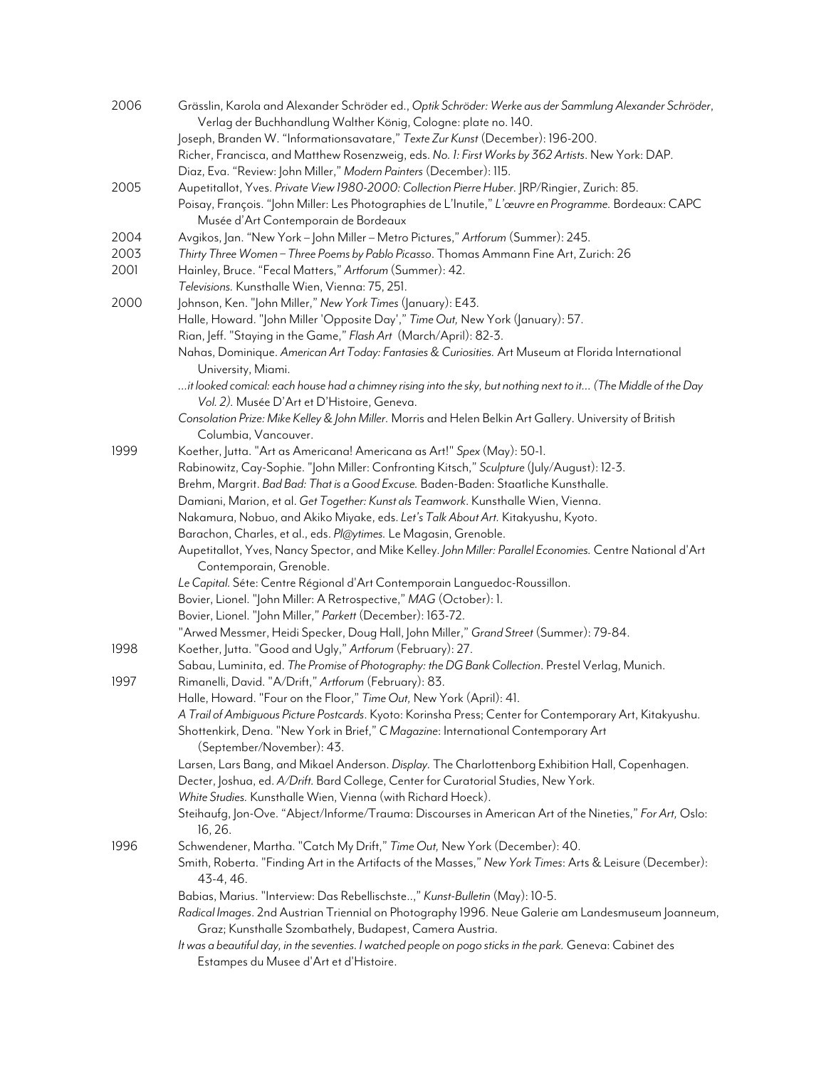2006 Grässlin, Karola and Alexander Schröder ed., *Optik Schröder: Werke aus der Sammlung Alexander Schröder*, Verlag der Buchhandlung Walther König, Cologne: plate no. 140.

Joseph, Branden W. "Informationsavatare," *Texte Zur Kunst* (December): 196-200.

Richer, Francisca, and Matthew Rosenzweig, eds. *No. 1: First Works by 362 Artists*. New York: DAP.

Diaz, Eva. "Review: John Miller," *Modern Painters* (December): 115.

2005 Aupetitallot, Yves. *Private View 1980-2000: Collection Pierre Huber*. JRP/Ringier, Zurich: 85.

Poisay, François. "John Miller: Les Photographies de L'Inutile," *L'œuvre en Programme*. Bordeaux: CAPC Musée d'Art Contemporain de Bordeaux

2004 Avgikos, Jan. "New York – John Miller – Metro Pictures," *Artforum* (Summer): 245.

2003 *Thirty Three Women – Three Poems by Pablo Picasso*. Thomas Ammann Fine Art, Zurich: 26

2001 Hainley, Bruce. "Fecal Matters," *Artforum* (Summer): 42.

*Televisions.* Kunsthalle Wien, Vienna: 75, 251.

2000 Johnson, Ken. "John Miller," *New York Times* (January): E43.

Halle, Howard. "John Miller 'Opposite Day'," *Time Out,* New York (January): 57.

Rian, Jeff. "Staying in the Game," *Flash Art* (March/April): 82-3.

Nahas, Dominique. *American Art Today: Fantasies & Curiosities.* Art Museum at Florida International University, Miami.

*...it looked comical: each house had a chimney rising into the sky, but nothing next to it... (The Middle of the Day Vol. 2).* Musée D'Art et D'Histoire, Geneva.

*Consolation Prize: Mike Kelley & John Miller.* Morris and Helen Belkin Art Gallery. University of British Columbia, Vancouver.

1999 Koether, Jutta. "Art as Americana! Americana as Art!" *Spex* (May): 50-1.

Rabinowitz, Cay-Sophie. "John Miller: Confronting Kitsch," *Sculpture* (July/August): 12-3.

Brehm, Margrit. *Bad Bad: That is a Good Excuse.* Baden-Baden: Staatliche Kunsthalle.

Damiani, Marion, et al. *Get Together: Kunst als Teamwork*. Kunsthalle Wien, Vienna.

Nakamura, Nobuo, and Akiko Miyake, eds. *Let's Talk About Art.* Kitakyushu, Kyoto.

Barachon, Charles, et al., eds. *Pl@ytimes.* Le Magasin, Grenoble.

Aupetitallot, Yves, Nancy Spector, and Mike Kelley. *John Miller: Parallel Economies.* Centre National d'Art Contemporain, Grenoble.

*Le Capital.* Séte: Centre Régional d'Art Contemporain Languedoc-Roussillon.

Bovier, Lionel. "John Miller: A Retrospective," *MAG* (October): 1.

Bovier, Lionel. "John Miller," *Parkett* (December): 163-72.

"Arwed Messmer, Heidi Specker, Doug Hall, John Miller," *Grand Street* (Summer): 79-84.

1998 Koether, Jutta. "Good and Ugly," *Artforum* (February): 27.

Sabau, Luminita, ed. *The Promise of Photography: the DG Bank Collection*. Prestel Verlag, Munich.

1997 Rimanelli, David. "A/Drift," *Artforum* (February): 83.

Halle, Howard. "Four on the Floor," *Time Out,* New York (April): 41.

*A Trail of Ambiguous Picture Postcards*. Kyoto: Korinsha Press; Center for Contemporary Art, Kitakyushu.

Shottenkirk, Dena. "New York in Brief," *C Magazine*: International Contemporary Art (September/November): 43.

Larsen, Lars Bang, and Mikael Anderson. *Display.* The Charlottenborg Exhibition Hall, Copenhagen.

Decter, Joshua, ed. *A/Drift.* Bard College, Center for Curatorial Studies, New York.

*White Studies.* Kunsthalle Wien, Vienna (with Richard Hoeck).

Steihaufg, Jon-Ove. "Abject/Informe/Trauma: Discourses in American Art of the Nineties," *For Art,* Oslo: 16, 26.

1996 Schwendener, Martha. "Catch My Drift," *Time Out,* New York (December): 40.

Smith, Roberta. "Finding Art in the Artifacts of the Masses," *New York Times*: Arts & Leisure (December): 43-4, 46.

Babias, Marius. "Interview: Das Rebellischste..," *Kunst-Bulletin* (May): 10-5.

*Radical Images*. 2nd Austrian Triennial on Photography 1996. Neue Galerie am Landesmuseum Joanneum, Graz; Kunsthalle Szombathely, Budapest, Camera Austria.

*It was a beautiful day, in the seventies. I watched people on pogo sticks in the park.* Geneva: Cabinet des Estampes du Musee d'Art et d'Histoire.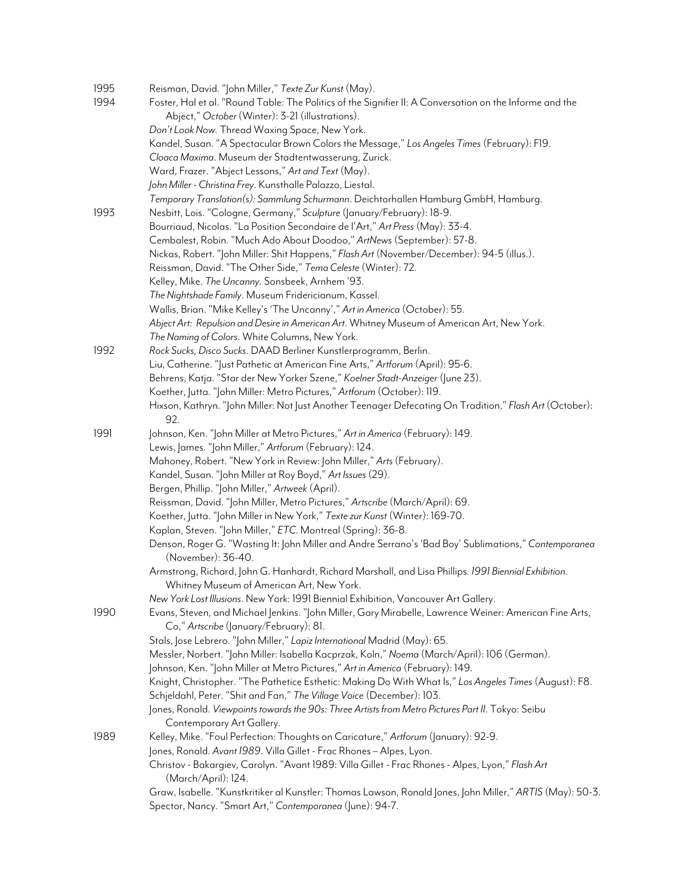1995 Reisman, David. "John Miller," *Texte Zur Kunst* (May).

1994 Foster, Hal et al. "Round Table: The Politics of the Signifier II: A Conversation on the Informe and the Abject," *October* (Winter): 3-21 (illustrations).

*Don't Look Now*. Thread Waxing Space, New York.

Kandel, Susan. "A Spectacular Brown Colors the Message," *Los Angeles Times* (February): F19.

*Cloaca Maxima*. Museum der Stadtentwasserung, Zurick.

Ward, Frazer. "Abject Lessons," *Art and Text* (May).

*John Miller - Christina Frey*. Kunsthalle Palazzo, Liestal.

*Temporary Translation(s): Sammlung Schurmann*. Deichtorhallen Hamburg GmbH, Hamburg.

1993 Nesbitt, Lois. "Cologne, Germany," *Sculpture* (January/February): 18-9.

Bourriaud, Nicolas. "La Position Secondaire de l'Art," *Art Press* (May): 33-4.

Cembalest, Robin. "Much Ado About Doodoo," *ArtNews* (September): 57-8.

Nickas, Robert. "John Miller: Shit Happens," *Flash Art* (November/December): 94-5 (illus.).

Reissman, David. "The Other Side," *Tema Celeste* (Winter): 72.

Kelley, Mike. *The Uncanny*. Sonsbeek, Arnhem '93.

*The Nightshade Family*. Museum Fridericianum, Kassel.

Wallis, Brian. "Mike Kelley's 'The Uncanny'," *Art in America* (October): 55.

*Abject Art: Repulsion and Desire in American Art*. Whitney Museum of American Art, New York.

*The Naming of Colors*. White Columns, New York.

1992 *Rock Sucks, Disco Sucks*. DAAD Berliner Kunstlerprogramm, Berlin.

Liu, Catherine. "Just Pathetic at American Fine Arts," *Artforum* (April): 95-6.

Behrens, Katja. "Star der New Yorker Szene," *Koelner Stadt-Anzeiger* (June 23).

Koether, Jutta. "John Miller: Metro Pictures," *Artforum* (October): 119.

Hixson, Kathryn. "John Miller: Not Just Another Teenager Defecating On Tradition," *Flash Art* (October): 92.

1991 Johnson, Ken. "John Miller at Metro Pictures," *Art in America* (February): 149.

Lewis, James. "John Miller," *Artforum* (February): 124.

Mahoney, Robert. "New York in Review: John Miller," *Arts* (February).

Kandel, Susan. "John Miller at Roy Boyd," *Art Issues* (29).

Bergen, Phillip. "John Miller," *Artweek* (April).

Reissman, David. "John Miller, Metro Pictures," *Artscribe* (March/April): 69.

Koether, Jutta. "John Miller in New York," *Texte zur Kunst* (Winter): 169-70.

Kaplan, Steven. "John Miller," *ETC*. Montreal (Spring): 36-8.

Denson, Roger G. "Wasting It: John Miller and Andre Serrano's 'Bad Boy' Sublimations," *Contemporanea* (November): 36-40.

Armstrong, Richard, John G. Hanhardt, Richard Marshall, and Lisa Phillips. *1991 Biennial Exhibition*. Whitney Museum of American Art, New York.

*New York Lost Illusions*. New York: 1991 Biennial Exhibition, Vancouver Art Gallery.

1990 Evans, Steven, and Michael Jenkins. "John Miller, Gary Mirabelle, Lawrence Weiner: American Fine Arts, Co," *Artscribe* (January/February): 81.

Stals, Jose Lebrero. "John Miller," *Lapiz International* Madrid (May): 65.

Messler, Norbert. "John Miller: Isabella Kacprzak, Koln," *Noema* (March/April): 106 (German).

Johnson, Ken. "John Miller at Metro Pictures," *Art in America* (February): 149.

Knight, Christopher. "The Pathetice Esthetic: Making Do With What Is," *Los Angeles Times* (August): F8.

Schjeldahl, Peter. "Shit and Fan," *The Village Voice* (December): 103.

Jones, Ronald. *Viewpoints towards the 90s: Three Artists from Metro Pictures Part II*. Tokyo: Seibu Contemporary Art Gallery.

1989 Kelley, Mike. "Foul Perfection: Thoughts on Caricature," *Artforum* (January): 92-9.

Jones, Ronald. *Avant 1989*. Villa Gillet - Frac Rhones – Alpes, Lyon.

Christov - Bakargiev, Carolyn. "Avant 1989: Villa Gillet - Frac Rhones - Alpes, Lyon," *Flash Art* (March/April): 124.

Graw, Isabelle. "Kunstkritiker al Kunstler: Thomas Lawson, Ronald Jones, John Miller," *ARTIS* (May): 50-3.

Spector, Nancy. "Smart Art," *Contemporanea* (June): 94-7.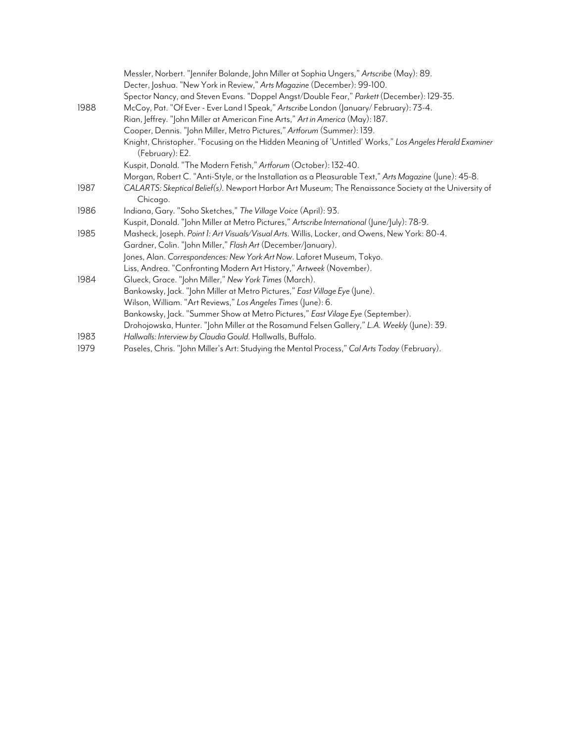Messler, Norbert. "Jennifer Bolande, John Miller at Sophia Ungers," *Artscribe* (May): 89.
Decter, Joshua. "New York in Review," *Arts Magazine* (December): 99-100.
Spector Nancy, and Steven Evans. "Doppel Angst/Double Fear," *Parkett* (December): 129-35.

1988 McCoy, Pat. "Of Ever - Ever Land I Speak," *Artscribe* London (January/ February): 73-4.
Rian, Jeffrey. "John Miller at American Fine Arts," *Art in America* (May): 187.
Cooper, Dennis. "John Miller, Metro Pictures," *Artforum* (Summer): 139.
Knight, Christopher. "Focusing on the Hidden Meaning of 'Untitled' Works," *Los Angeles Herald Examiner* (February): E2.
Kuspit, Donald. "The Modern Fetish," *Artforum* (October): 132-40.
Morgan, Robert C. "Anti-Style, or the Installation as a Pleasurable Text," *Arts Magazine* (June): 45-8.

1987 *CALARTS: Skeptical Belief(s).* Newport Harbor Art Museum; The Renaissance Society at the University of Chicago.

1986 Indiana, Gary. "Soho Sketches," *The Village Voice* (April): 93.
Kuspit, Donald. "John Miller at Metro Pictures," *Artscribe International* (June/July): 78-9.

1985 Masheck, Joseph. *Point 1: Art Visuals/Visual Arts*. Willis, Locker, and Owens, New York: 80-4.
Gardner, Colin. "John Miller," *Flash Art* (December/January).
Jones, Alan. *Correspondences: New York Art Now*. Laforet Museum, Tokyo.
Liss, Andrea. "Confronting Modern Art History," *Artweek* (November).

1984 Glueck, Grace. "John Miller," *New York Times* (March).
Bankowsky, Jack. "John Miller at Metro Pictures," *East Village Eye* (June).
Wilson, William. "Art Reviews," *Los Angeles Times* (June): 6.
Bankowsky, Jack. "Summer Show at Metro Pictures," *East Vilage Eye* (September).
Drohojowska, Hunter. "John Miller at the Rosamund Felsen Gallery," *L.A. Weekly* (June): 39.

1983 *Hallwalls: Interview by Claudia Gould*. Hallwalls, Buffalo.

1979 Paseles, Chris. "John Miller's Art: Studying the Mental Process," *Cal Arts Today* (February).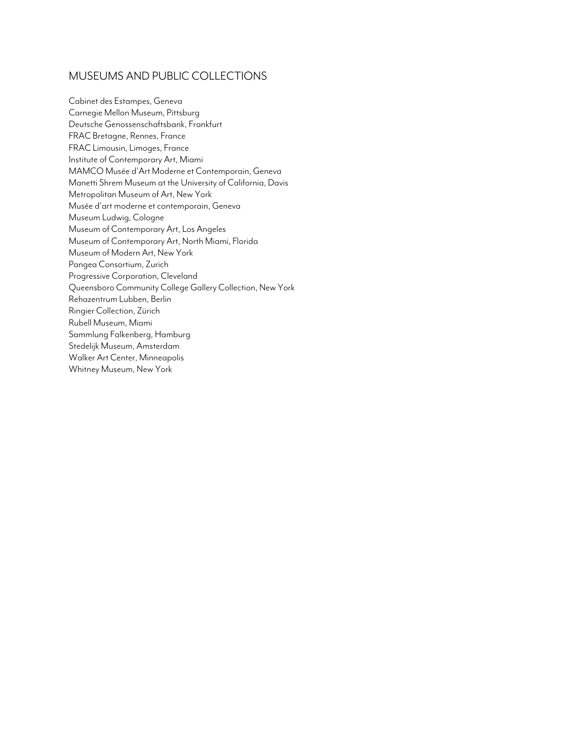## MUSEUMS AND PUBLIC COLLECTIONS

Cabinet des Estampes, Geneva
Carnegie Mellon Museum, Pittsburg
Deutsche Genossenschaftsbank, Frankfurt
FRAC Bretagne, Rennes, France
FRAC Limousin, Limoges, France
Institute of Contemporary Art, Miami
MAMCO Musée d'Art Moderne et Contemporain, Geneva
Manetti Shrem Museum at the University of California, Davis
Metropolitan Museum of Art, New York
Musée d'art moderne et contemporain, Geneva
Museum Ludwig, Cologne
Museum of Contemporary Art, Los Angeles
Museum of Contemporary Art, North Miami, Florida
Museum of Modern Art, New York
Pangea Consortium, Zurich
Progressive Corporation, Cleveland
Queensboro Community College Gallery Collection, New York
Rehazentrum Lubben, Berlin
Ringier Collection, Zürich
Rubell Museum, Miami
Sammlung Falkenberg, Hamburg
Stedelijk Museum, Amsterdam
Walker Art Center, Minneapolis
Whitney Museum, New York